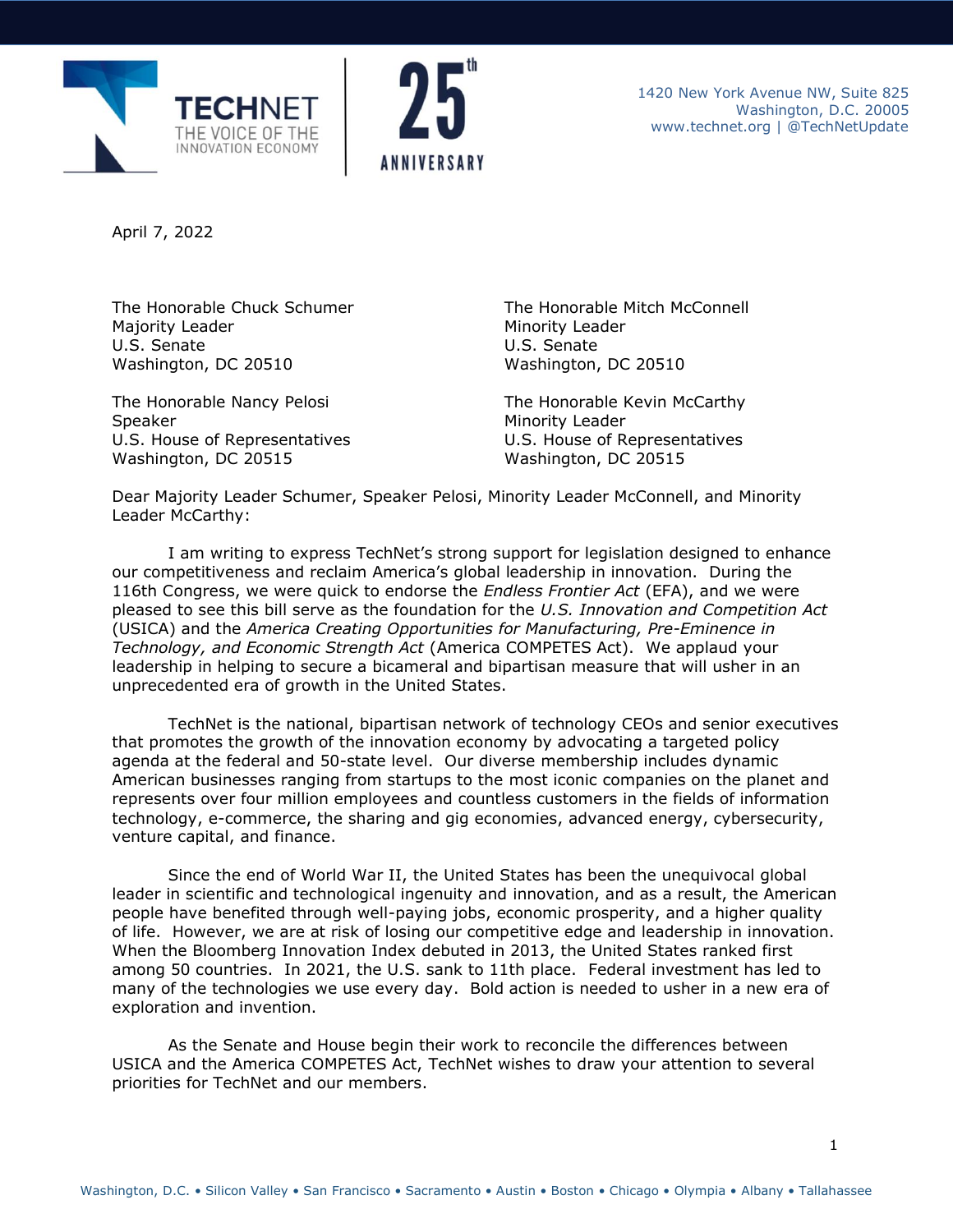TECHNET
THE VOICE OF THE INNOVATION ECONOMY

25th ANNIVERSARY

1420 New York Avenue NW, Suite 825
Washington, D.C. 20005
www.technet.org | @TechNetUpdate

April 7, 2022

The Honorable Chuck Schumer
Majority Leader
U.S. Senate
Washington, DC 20510

The Honorable Mitch McConnell
Minority Leader
U.S. Senate
Washington, DC 20510

The Honorable Nancy Pelosi
Speaker
U.S. House of Representatives
Washington, DC 20515

The Honorable Kevin McCarthy
Minority Leader
U.S. House of Representatives
Washington, DC 20515

Dear Majority Leader Schumer, Speaker Pelosi, Minority Leader McConnell, and Minority Leader McCarthy:

I am writing to express TechNet's strong support for legislation designed to enhance our competitiveness and reclaim America's global leadership in innovation. During the 116th Congress, we were quick to endorse the *Endless Frontier Act* (EFA), and we were pleased to see this bill serve as the foundation for the *U.S. Innovation and Competition Act* (USICA) and the *America Creating Opportunities for Manufacturing, Pre-Eminence in Technology, and Economic Strength Act* (America COMPETES Act). We applaud your leadership in helping to secure a bicameral and bipartisan measure that will usher in an unprecedented era of growth in the United States.

TechNet is the national, bipartisan network of technology CEOs and senior executives that promotes the growth of the innovation economy by advocating a targeted policy agenda at the federal and 50-state level. Our diverse membership includes dynamic American businesses ranging from startups to the most iconic companies on the planet and represents over four million employees and countless customers in the fields of information technology, e-commerce, the sharing and gig economies, advanced energy, cybersecurity, venture capital, and finance.

Since the end of World War II, the United States has been the unequivocal global leader in scientific and technological ingenuity and innovation, and as a result, the American people have benefited through well-paying jobs, economic prosperity, and a higher quality of life. However, we are at risk of losing our competitive edge and leadership in innovation. When the Bloomberg Innovation Index debuted in 2013, the United States ranked first among 50 countries. In 2021, the U.S. sank to 11th place. Federal investment has led to many of the technologies we use every day. Bold action is needed to usher in a new era of exploration and invention.

As the Senate and House begin their work to reconcile the differences between USICA and the America COMPETES Act, TechNet wishes to draw your attention to several priorities for TechNet and our members.

Washington, D.C. • Silicon Valley • San Francisco • Sacramento • Austin • Boston • Chicago • Olympia • Albany • Tallahassee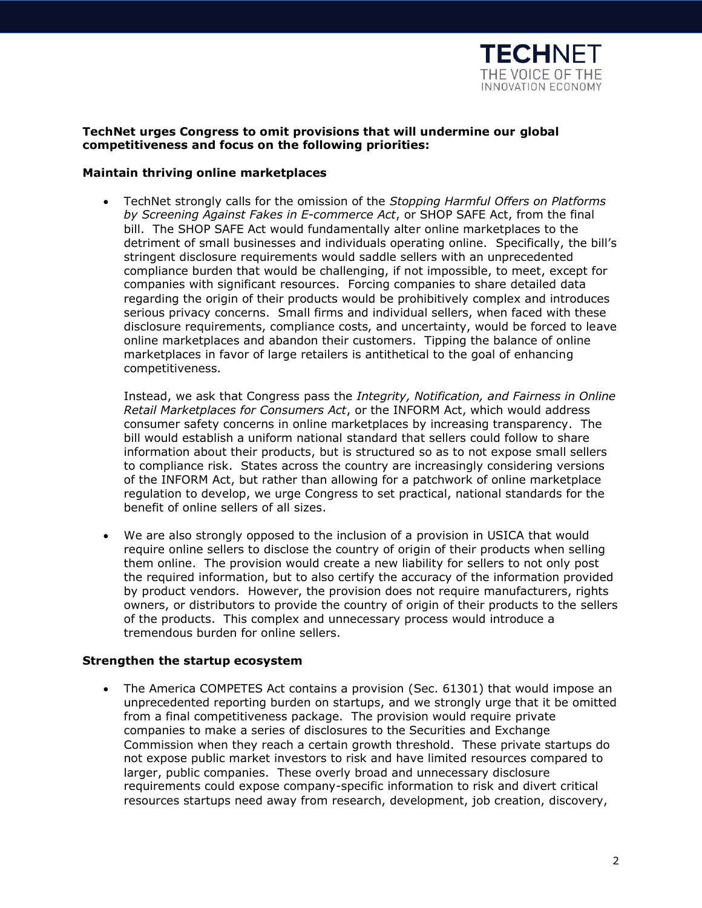**TechNet urges Congress to omit provisions that will undermine our global competitiveness and focus on the following priorities:**

**Maintain thriving online marketplaces**

- TechNet strongly calls for the omission of the *Stopping Harmful Offers on Platforms by Screening Against Fakes in E-commerce Act*, or SHOP SAFE Act, from the final bill. The SHOP SAFE Act would fundamentally alter online marketplaces to the detriment of small businesses and individuals operating online. Specifically, the bill's stringent disclosure requirements would saddle sellers with an unprecedented compliance burden that would be challenging, if not impossible, to meet, except for companies with significant resources. Forcing companies to share detailed data regarding the origin of their products would be prohibitively complex and introduces serious privacy concerns. Small firms and individual sellers, when faced with these disclosure requirements, compliance costs, and uncertainty, would be forced to leave online marketplaces and abandon their customers. Tipping the balance of online marketplaces in favor of large retailers is antithetical to the goal of enhancing competitiveness.

  Instead, we ask that Congress pass the *Integrity, Notification, and Fairness in Online Retail Marketplaces for Consumers Act*, or the INFORM Act, which would address consumer safety concerns in online marketplaces by increasing transparency. The bill would establish a uniform national standard that sellers could follow to share information about their products, but is structured so as to not expose small sellers to compliance risk. States across the country are increasingly considering versions of the INFORM Act, but rather than allowing for a patchwork of online marketplace regulation to develop, we urge Congress to set practical, national standards for the benefit of online sellers of all sizes.

- We are also strongly opposed to the inclusion of a provision in USICA that would require online sellers to disclose the country of origin of their products when selling them online. The provision would create a new liability for sellers to not only post the required information, but to also certify the accuracy of the information provided by product vendors. However, the provision does not require manufacturers, rights owners, or distributors to provide the country of origin of their products to the sellers of the products. This complex and unnecessary process would introduce a tremendous burden for online sellers.

**Strengthen the startup ecosystem**

- The America COMPETES Act contains a provision (Sec. 61301) that would impose an unprecedented reporting burden on startups, and we strongly urge that it be omitted from a final competitiveness package. The provision would require private companies to make a series of disclosures to the Securities and Exchange Commission when they reach a certain growth threshold. These private startups do not expose public market investors to risk and have limited resources compared to larger, public companies. These overly broad and unnecessary disclosure requirements could expose company-specific information to risk and divert critical resources startups need away from research, development, job creation, discovery,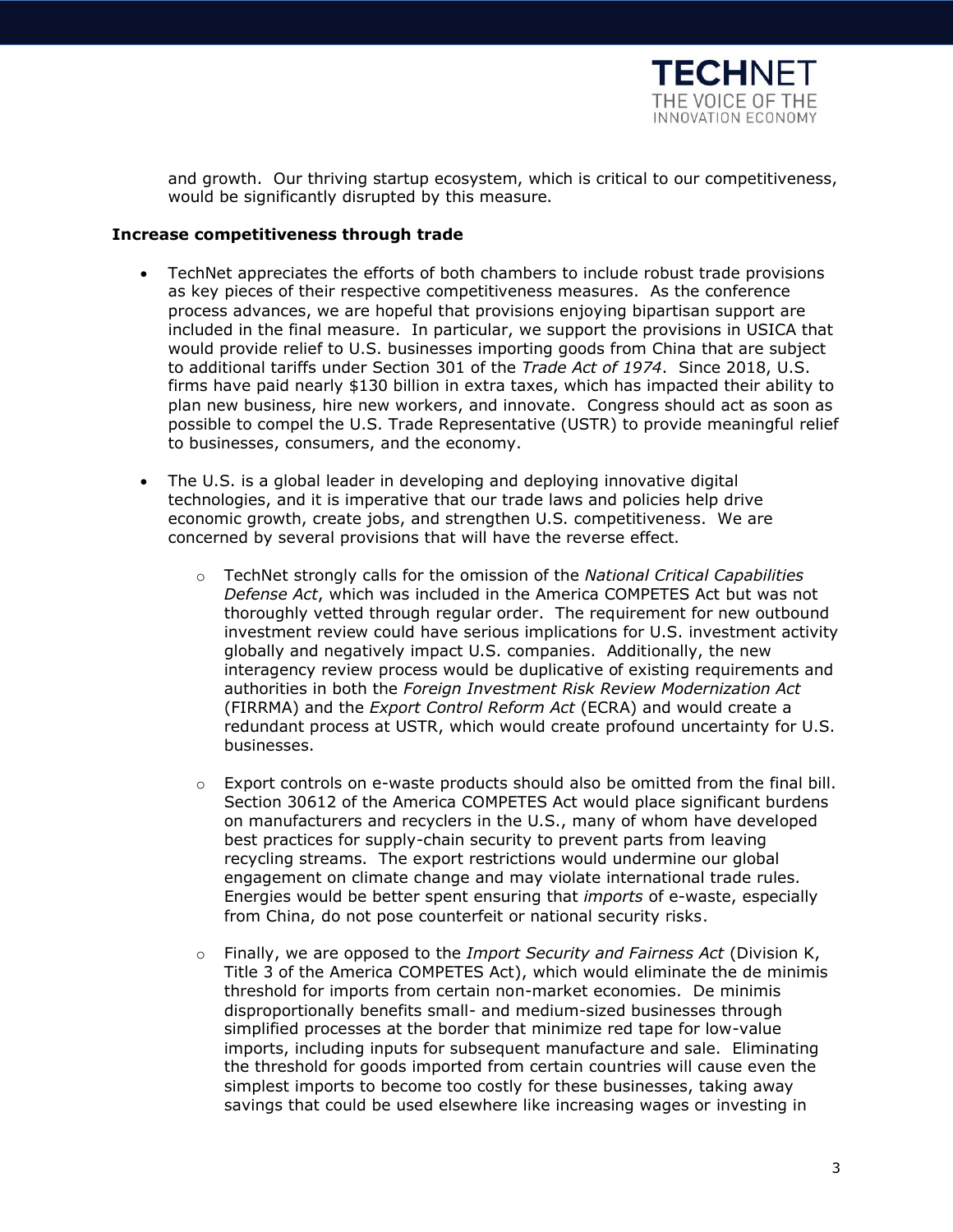and growth. Our thriving startup ecosystem, which is critical to our competitiveness, would be significantly disrupted by this measure.

**Increase competitiveness through trade**

- TechNet appreciates the efforts of both chambers to include robust trade provisions as key pieces of their respective competitiveness measures. As the conference process advances, we are hopeful that provisions enjoying bipartisan support are included in the final measure. In particular, we support the provisions in USICA that would provide relief to U.S. businesses importing goods from China that are subject to additional tariffs under Section 301 of the *Trade Act of 1974*. Since 2018, U.S. firms have paid nearly $130 billion in extra taxes, which has impacted their ability to plan new business, hire new workers, and innovate. Congress should act as soon as possible to compel the U.S. Trade Representative (USTR) to provide meaningful relief to businesses, consumers, and the economy.

- The U.S. is a global leader in developing and deploying innovative digital technologies, and it is imperative that our trade laws and policies help drive economic growth, create jobs, and strengthen U.S. competitiveness. We are concerned by several provisions that will have the reverse effect.

  - TechNet strongly calls for the omission of the *National Critical Capabilities Defense Act*, which was included in the America COMPETES Act but was not thoroughly vetted through regular order. The requirement for new outbound investment review could have serious implications for U.S. investment activity globally and negatively impact U.S. companies. Additionally, the new interagency review process would be duplicative of existing requirements and authorities in both the *Foreign Investment Risk Review Modernization Act* (FIRRMA) and the *Export Control Reform Act* (ECRA) and would create a redundant process at USTR, which would create profound uncertainty for U.S. businesses.

  - Export controls on e-waste products should also be omitted from the final bill. Section 30612 of the America COMPETES Act would place significant burdens on manufacturers and recyclers in the U.S., many of whom have developed best practices for supply-chain security to prevent parts from leaving recycling streams. The export restrictions would undermine our global engagement on climate change and may violate international trade rules. Energies would be better spent ensuring that *imports* of e-waste, especially from China, do not pose counterfeit or national security risks.

  - Finally, we are opposed to the *Import Security and Fairness Act* (Division K, Title 3 of the America COMPETES Act), which would eliminate the de minimis threshold for imports from certain non-market economies. De minimis disproportionally benefits small- and medium-sized businesses through simplified processes at the border that minimize red tape for low-value imports, including inputs for subsequent manufacture and sale. Eliminating the threshold for goods imported from certain countries will cause even the simplest imports to become too costly for these businesses, taking away savings that could be used elsewhere like increasing wages or investing in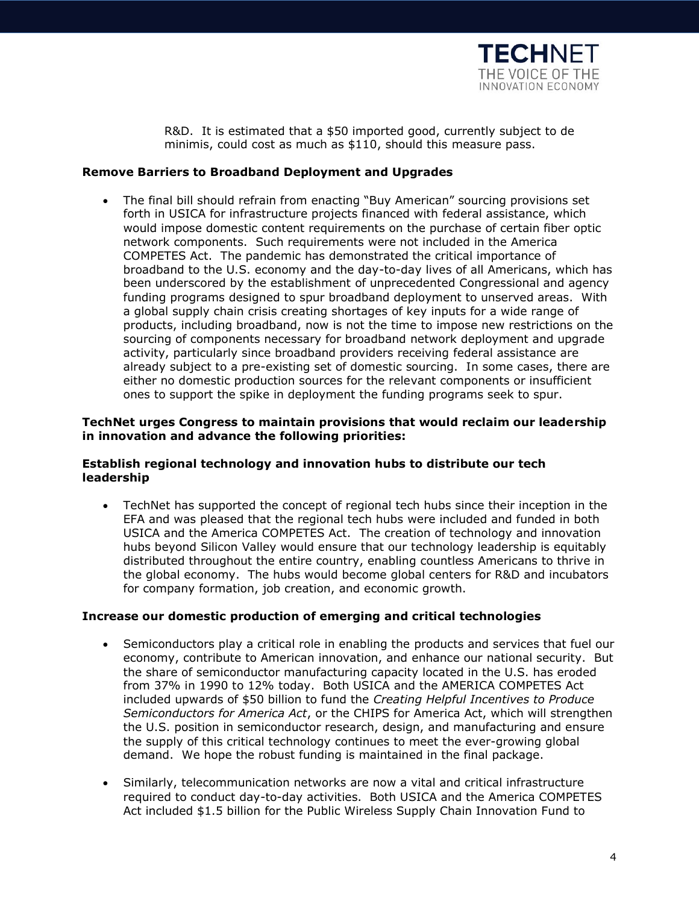R&D. It is estimated that a $50 imported good, currently subject to de minimis, could cost as much as $110, should this measure pass.

**Remove Barriers to Broadband Deployment and Upgrades**

- The final bill should refrain from enacting "Buy American" sourcing provisions set forth in USICA for infrastructure projects financed with federal assistance, which would impose domestic content requirements on the purchase of certain fiber optic network components. Such requirements were not included in the America COMPETES Act. The pandemic has demonstrated the critical importance of broadband to the U.S. economy and the day-to-day lives of all Americans, which has been underscored by the establishment of unprecedented Congressional and agency funding programs designed to spur broadband deployment to unserved areas. With a global supply chain crisis creating shortages of key inputs for a wide range of products, including broadband, now is not the time to impose new restrictions on the sourcing of components necessary for broadband network deployment and upgrade activity, particularly since broadband providers receiving federal assistance are already subject to a pre-existing set of domestic sourcing. In some cases, there are either no domestic production sources for the relevant components or insufficient ones to support the spike in deployment the funding programs seek to spur.

**TechNet urges Congress to maintain provisions that would reclaim our leadership in innovation and advance the following priorities:**

**Establish regional technology and innovation hubs to distribute our tech leadership**

- TechNet has supported the concept of regional tech hubs since their inception in the EFA and was pleased that the regional tech hubs were included and funded in both USICA and the America COMPETES Act. The creation of technology and innovation hubs beyond Silicon Valley would ensure that our technology leadership is equitably distributed throughout the entire country, enabling countless Americans to thrive in the global economy. The hubs would become global centers for R&D and incubators for company formation, job creation, and economic growth.

**Increase our domestic production of emerging and critical technologies**

- Semiconductors play a critical role in enabling the products and services that fuel our economy, contribute to American innovation, and enhance our national security. But the share of semiconductor manufacturing capacity located in the U.S. has eroded from 37% in 1990 to 12% today. Both USICA and the AMERICA COMPETES Act included upwards of $50 billion to fund the *Creating Helpful Incentives to Produce Semiconductors for America Act*, or the CHIPS for America Act, which will strengthen the U.S. position in semiconductor research, design, and manufacturing and ensure the supply of this critical technology continues to meet the ever-growing global demand. We hope the robust funding is maintained in the final package.

- Similarly, telecommunication networks are now a vital and critical infrastructure required to conduct day-to-day activities. Both USICA and the America COMPETES Act included $1.5 billion for the Public Wireless Supply Chain Innovation Fund to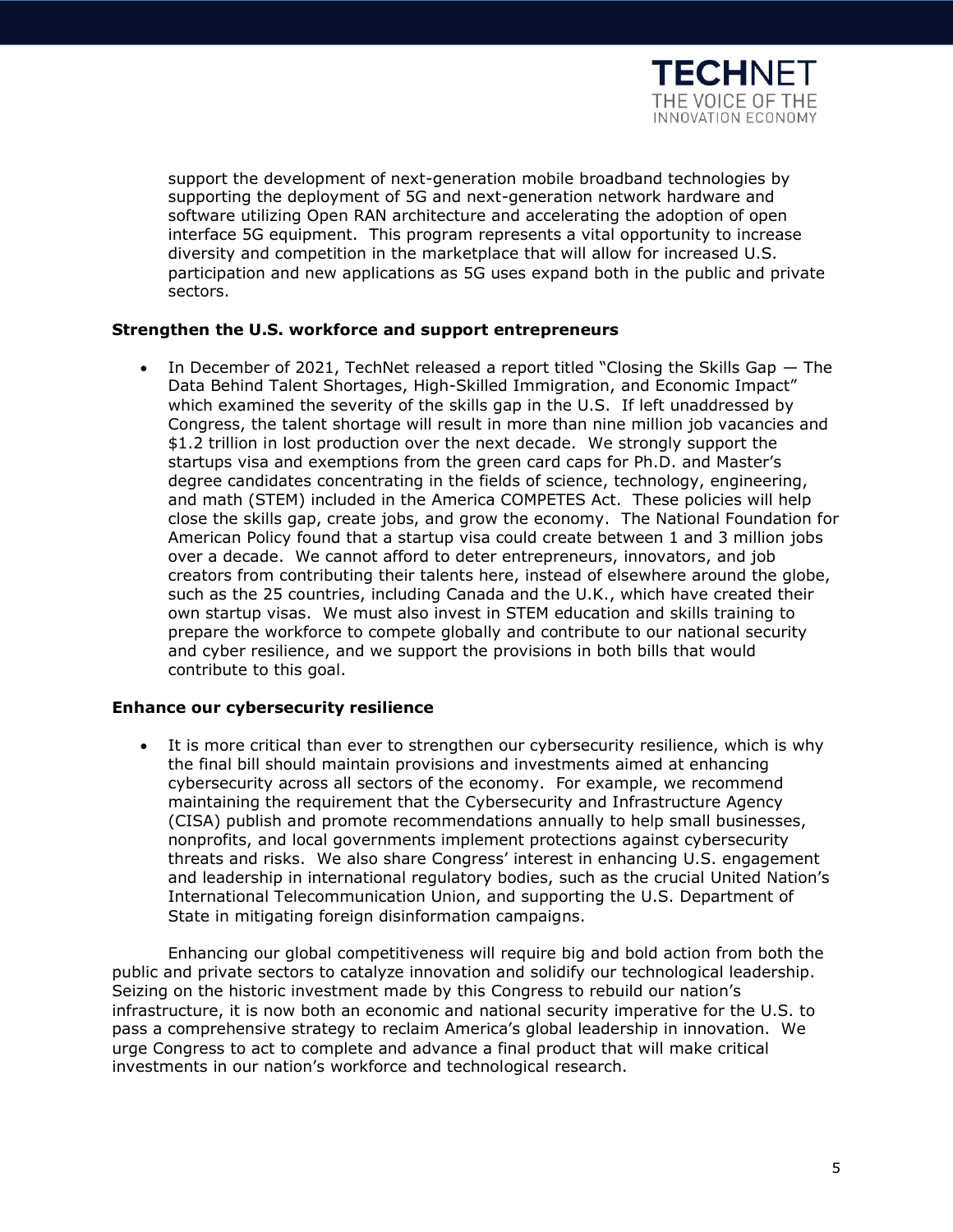support the development of next-generation mobile broadband technologies by supporting the deployment of 5G and next-generation network hardware and software utilizing Open RAN architecture and accelerating the adoption of open interface 5G equipment. This program represents a vital opportunity to increase diversity and competition in the marketplace that will allow for increased U.S. participation and new applications as 5G uses expand both in the public and private sectors.

**Strengthen the U.S. workforce and support entrepreneurs**

- In December of 2021, TechNet released a report titled "Closing the Skills Gap — The Data Behind Talent Shortages, High-Skilled Immigration, and Economic Impact" which examined the severity of the skills gap in the U.S. If left unaddressed by Congress, the talent shortage will result in more than nine million job vacancies and $1.2 trillion in lost production over the next decade. We strongly support the startups visa and exemptions from the green card caps for Ph.D. and Master's degree candidates concentrating in the fields of science, technology, engineering, and math (STEM) included in the America COMPETES Act. These policies will help close the skills gap, create jobs, and grow the economy. The National Foundation for American Policy found that a startup visa could create between 1 and 3 million jobs over a decade. We cannot afford to deter entrepreneurs, innovators, and job creators from contributing their talents here, instead of elsewhere around the globe, such as the 25 countries, including Canada and the U.K., which have created their own startup visas. We must also invest in STEM education and skills training to prepare the workforce to compete globally and contribute to our national security and cyber resilience, and we support the provisions in both bills that would contribute to this goal.

**Enhance our cybersecurity resilience**

- It is more critical than ever to strengthen our cybersecurity resilience, which is why the final bill should maintain provisions and investments aimed at enhancing cybersecurity across all sectors of the economy. For example, we recommend maintaining the requirement that the Cybersecurity and Infrastructure Agency (CISA) publish and promote recommendations annually to help small businesses, nonprofits, and local governments implement protections against cybersecurity threats and risks. We also share Congress' interest in enhancing U.S. engagement and leadership in international regulatory bodies, such as the crucial United Nation's International Telecommunication Union, and supporting the U.S. Department of State in mitigating foreign disinformation campaigns.

Enhancing our global competitiveness will require big and bold action from both the public and private sectors to catalyze innovation and solidify our technological leadership. Seizing on the historic investment made by this Congress to rebuild our nation's infrastructure, it is now both an economic and national security imperative for the U.S. to pass a comprehensive strategy to reclaim America's global leadership in innovation. We urge Congress to act to complete and advance a final product that will make critical investments in our nation's workforce and technological research.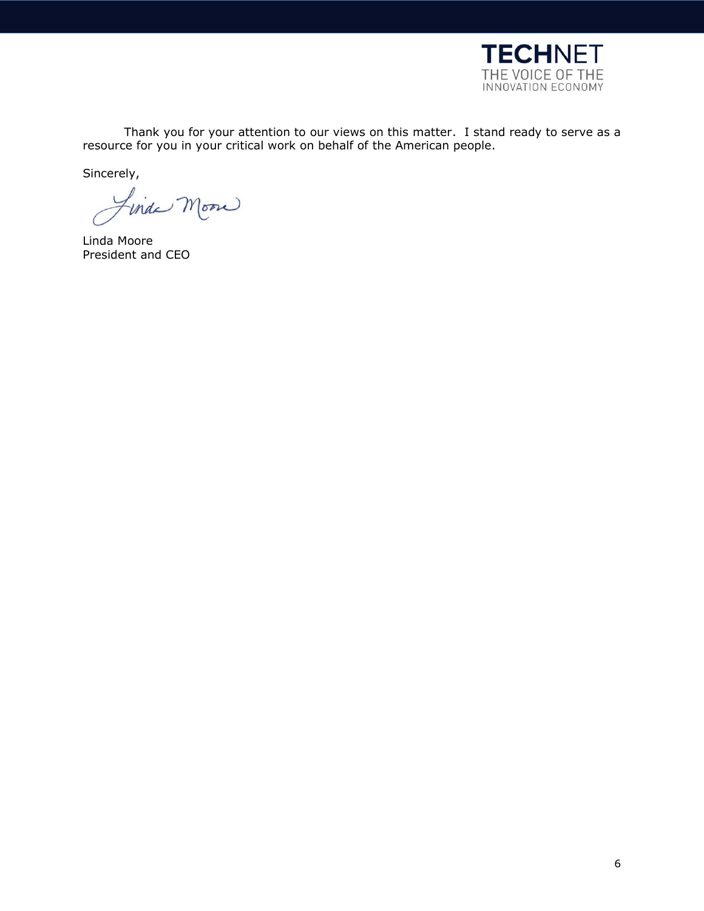Thank you for your attention to our views on this matter. I stand ready to serve as a resource for you in your critical work on behalf of the American people.

Sincerely,

Linda Moore
President and CEO